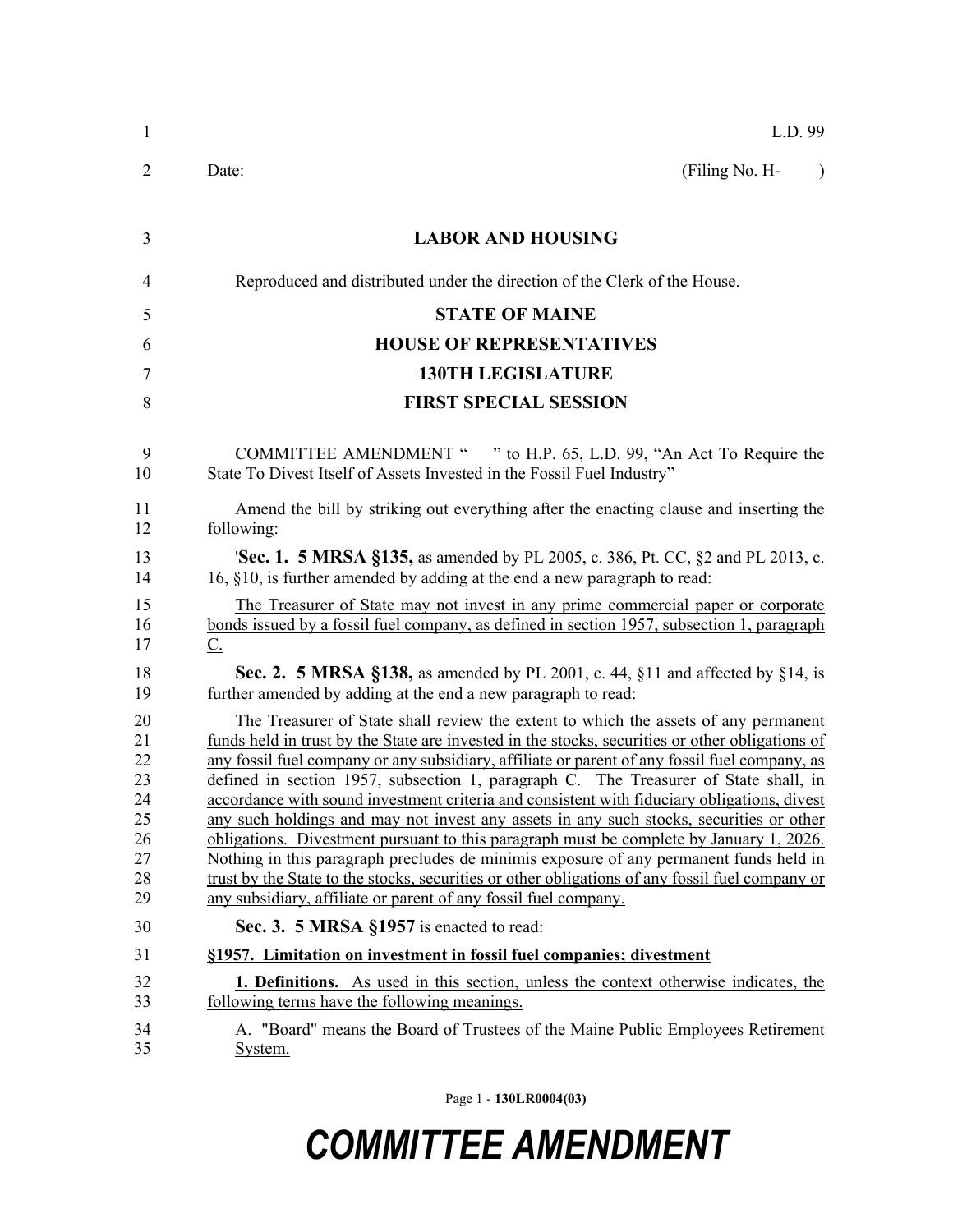L.D. 99

Date: (Filing No. H- )

**LABOR AND HOUSING**

Reproduced and distributed under the direction of the Clerk of the House.

**STATE OF MAINE**

**HOUSE OF REPRESENTATIVES**

**130TH LEGISLATURE**

**FIRST SPECIAL SESSION**

COMMITTEE AMENDMENT " " to H.P. 65, L.D. 99, "An Act To Require the State To Divest Itself of Assets Invested in the Fossil Fuel Industry"

Amend the bill by striking out everything after the enacting clause and inserting the following:

'**Sec. 1. 5 MRSA §135,** as amended by PL 2005, c. 386, Pt. CC, §2 and PL 2013, c. 16, §10, is further amended by adding at the end a new paragraph to read:

The Treasurer of State may not invest in any prime commercial paper or corporate bonds issued by a fossil fuel company, as defined in section 1957, subsection 1, paragraph C.

**Sec. 2. 5 MRSA §138,** as amended by PL 2001, c. 44, §11 and affected by §14, is further amended by adding at the end a new paragraph to read:

The Treasurer of State shall review the extent to which the assets of any permanent funds held in trust by the State are invested in the stocks, securities or other obligations of any fossil fuel company or any subsidiary, affiliate or parent of any fossil fuel company, as defined in section 1957, subsection 1, paragraph C. The Treasurer of State shall, in accordance with sound investment criteria and consistent with fiduciary obligations, divest any such holdings and may not invest any assets in any such stocks, securities or other obligations. Divestment pursuant to this paragraph must be complete by January 1, 2026. Nothing in this paragraph precludes de minimis exposure of any permanent funds held in trust by the State to the stocks, securities or other obligations of any fossil fuel company or any subsidiary, affiliate or parent of any fossil fuel company.

**Sec. 3. 5 MRSA §1957** is enacted to read:

**§1957. Limitation on investment in fossil fuel companies; divestment**

**1. Definitions.** As used in this section, unless the context otherwise indicates, the following terms have the following meanings.

A. "Board" means the Board of Trustees of the Maine Public Employees Retirement System.

Page 1 - **130LR0004(03)**

***COMMITTEE AMENDMENT***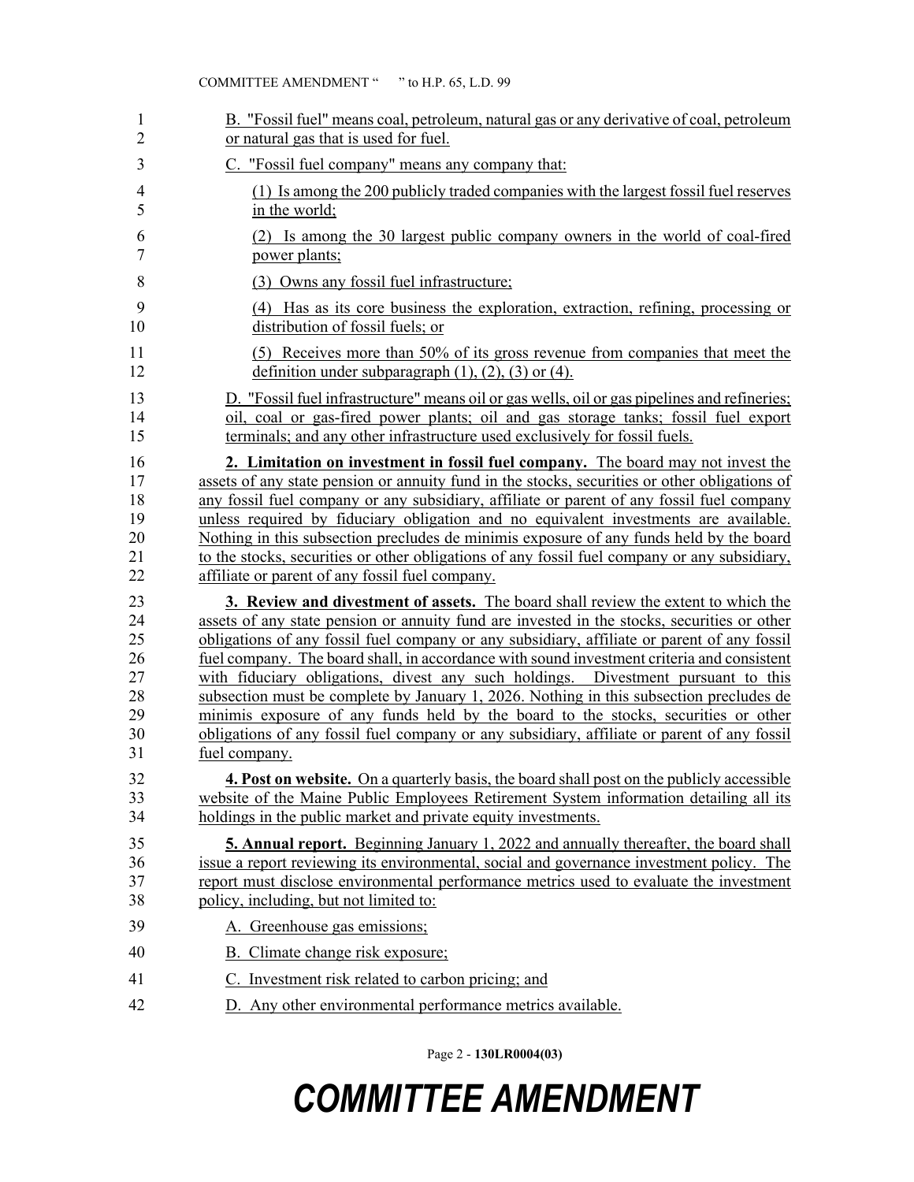B. "Fossil fuel" means coal, petroleum, natural gas or any derivative of coal, petroleum or natural gas that is used for fuel.

C. "Fossil fuel company" means any company that:

(1) Is among the 200 publicly traded companies with the largest fossil fuel reserves in the world;

(2) Is among the 30 largest public company owners in the world of coal-fired power plants;

(3) Owns any fossil fuel infrastructure;

(4) Has as its core business the exploration, extraction, refining, processing or distribution of fossil fuels; or

(5) Receives more than 50% of its gross revenue from companies that meet the definition under subparagraph (1), (2), (3) or (4).

D. "Fossil fuel infrastructure" means oil or gas wells, oil or gas pipelines and refineries; oil, coal or gas-fired power plants; oil and gas storage tanks; fossil fuel export terminals; and any other infrastructure used exclusively for fossil fuels.

**2. Limitation on investment in fossil fuel company.** The board may not invest the assets of any state pension or annuity fund in the stocks, securities or other obligations of any fossil fuel company or any subsidiary, affiliate or parent of any fossil fuel company unless required by fiduciary obligation and no equivalent investments are available. Nothing in this subsection precludes de minimis exposure of any funds held by the board to the stocks, securities or other obligations of any fossil fuel company or any subsidiary, affiliate or parent of any fossil fuel company.

**3. Review and divestment of assets.** The board shall review the extent to which the assets of any state pension or annuity fund are invested in the stocks, securities or other obligations of any fossil fuel company or any subsidiary, affiliate or parent of any fossil fuel company. The board shall, in accordance with sound investment criteria and consistent with fiduciary obligations, divest any such holdings. Divestment pursuant to this subsection must be complete by January 1, 2026. Nothing in this subsection precludes de minimis exposure of any funds held by the board to the stocks, securities or other obligations of any fossil fuel company or any subsidiary, affiliate or parent of any fossil fuel company.

**4. Post on website.** On a quarterly basis, the board shall post on the publicly accessible website of the Maine Public Employees Retirement System information detailing all its holdings in the public market and private equity investments.

**5. Annual report.** Beginning January 1, 2022 and annually thereafter, the board shall issue a report reviewing its environmental, social and governance investment policy. The report must disclose environmental performance metrics used to evaluate the investment policy, including, but not limited to:

A. Greenhouse gas emissions;

B. Climate change risk exposure;

C. Investment risk related to carbon pricing; and

D. Any other environmental performance metrics available.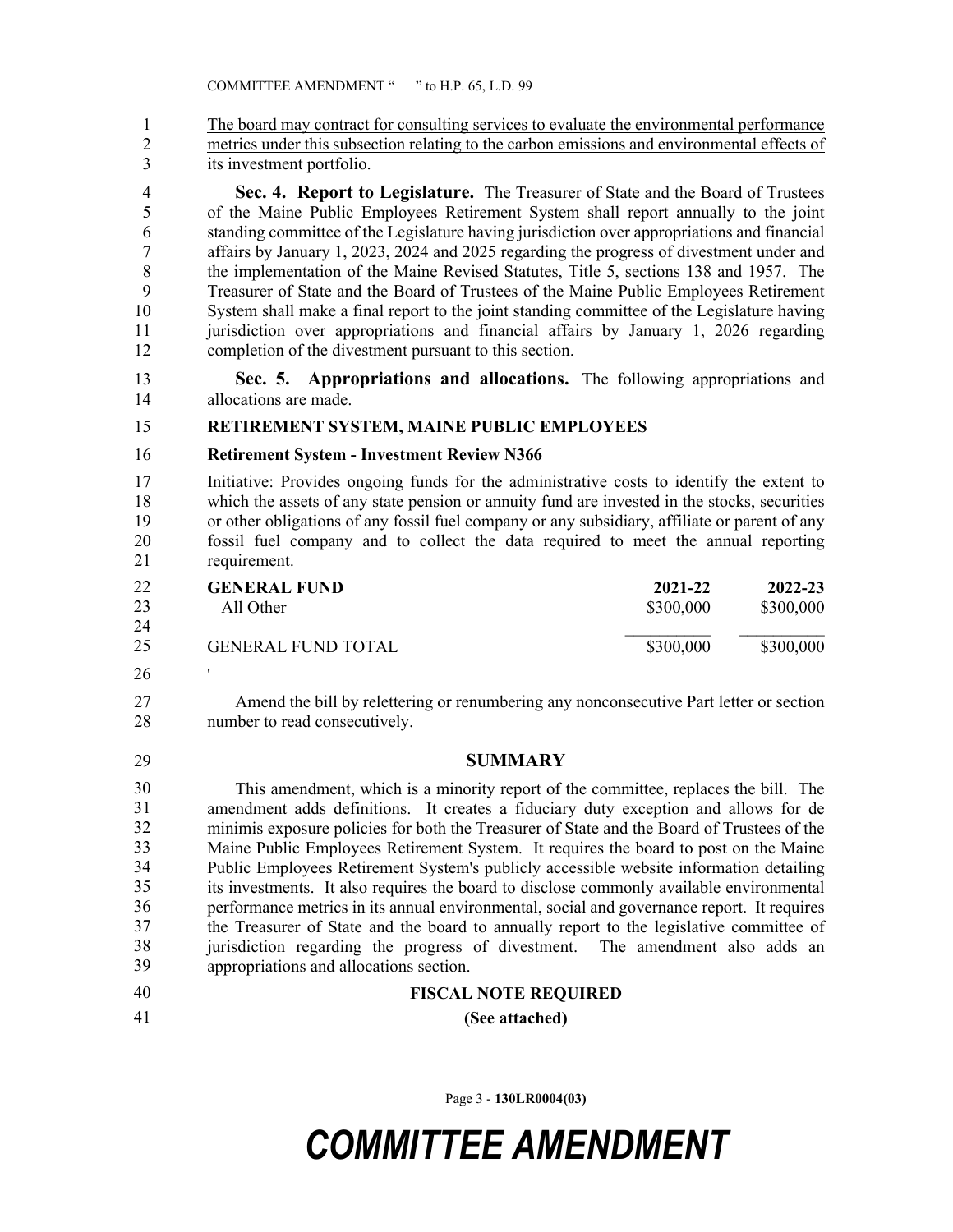The board may contract for consulting services to evaluate the environmental performance metrics under this subsection relating to the carbon emissions and environmental effects of its investment portfolio.

**Sec. 4. Report to Legislature.** The Treasurer of State and the Board of Trustees of the Maine Public Employees Retirement System shall report annually to the joint standing committee of the Legislature having jurisdiction over appropriations and financial affairs by January 1, 2023, 2024 and 2025 regarding the progress of divestment under and the implementation of the Maine Revised Statutes, Title 5, sections 138 and 1957. The Treasurer of State and the Board of Trustees of the Maine Public Employees Retirement System shall make a final report to the joint standing committee of the Legislature having jurisdiction over appropriations and financial affairs by January 1, 2026 regarding completion of the divestment pursuant to this section.

**Sec. 5. Appropriations and allocations.** The following appropriations and allocations are made.

**RETIREMENT SYSTEM, MAINE PUBLIC EMPLOYEES**

**Retirement System - Investment Review N366**

Initiative: Provides ongoing funds for the administrative costs to identify the extent to which the assets of any state pension or annuity fund are invested in the stocks, securities or other obligations of any fossil fuel company or any subsidiary, affiliate or parent of any fossil fuel company and to collect the data required to meet the annual reporting requirement.

| GENERAL FUND | 2021-22 | 2022-23 |
|---|---|---|
| All Other | $300,000 | $300,000 |
| GENERAL FUND TOTAL | $300,000 | $300,000 |

'

Amend the bill by relettering or renumbering any nonconsecutive Part letter or section number to read consecutively.

## SUMMARY

This amendment, which is a minority report of the committee, replaces the bill. The amendment adds definitions. It creates a fiduciary duty exception and allows for de minimis exposure policies for both the Treasurer of State and the Board of Trustees of the Maine Public Employees Retirement System. It requires the board to post on the Maine Public Employees Retirement System's publicly accessible website information detailing its investments. It also requires the board to disclose commonly available environmental performance metrics in its annual environmental, social and governance report. It requires the Treasurer of State and the board to annually report to the legislative committee of jurisdiction regarding the progress of divestment. The amendment also adds an appropriations and allocations section.

**FISCAL NOTE REQUIRED**

**(See attached)**